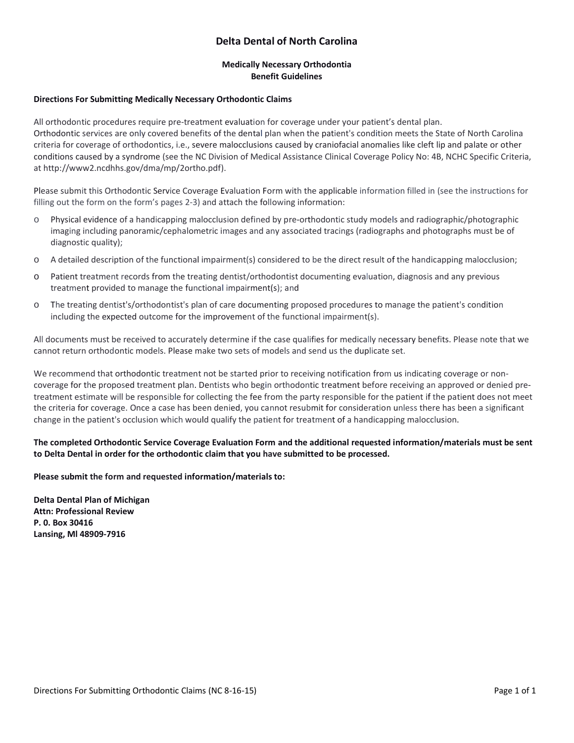# Delta Dental of North Carolina

## Medically Necessary Orthodontia Benefit Guidelines

### Directions For Submitting Medically Necessary Orthodontic Claims

All orthodontic procedures require pre-treatment evaluation for coverage under your patient's dental plan. Orthodontic services are only covered benefits of the dental plan when the patient's condition meets the State of North Carolina criteria for coverage of orthodontics, i.e., severe malocclusions caused by craniofacial anomalies like cleft lip and palate or other conditions caused by a syndrome (see the NC Division of Medical Assistance Clinical Coverage Policy No: 4B, NCHC Specific Criteria, at http://www2.ncdhhs.gov/dma/mp/2ortho.pdf).

Please submit this Orthodontic Service Coverage Evaluation Form with the applicable information filled in (see the instructions for filling out the form on the form's pages 2-3) and attach the following information:

- Physical evidence of a handicapping malocclusion defined by pre-orthodontic study models and radiographic/photographic imaging including panoramic/cephalometric images and any associated tracings (radiographs and photographs must be of diagnostic quality);
- A detailed description of the functional impairment(s) considered to be the direct result of the handicapping malocclusion;
- Patient treatment records from the treating dentist/orthodontist documenting evaluation, diagnosis and any previous treatment provided to manage the functional impairment(s); and
- The treating dentist's/orthodontist's plan of care documenting proposed procedures to manage the patient's condition including the expected outcome for the improvement of the functional impairment(s).

All documents must be received to accurately determine if the case qualifies for medically necessary benefits. Please note that we cannot return orthodontic models. Please make two sets of models and send us the duplicate set.

We recommend that orthodontic treatment not be started prior to receiving notification from us indicating coverage or non-coverage for the proposed treatment plan. Dentists who begin orthodontic treatment before receiving an approved or denied pre-treatment estimate will be responsible for collecting the fee from the party responsible for the patient if the patient does not meet the criteria for coverage. Once a case has been denied, you cannot resubmit for consideration unless there has been a significant change in the patient's occlusion which would qualify the patient for treatment of a handicapping malocclusion.

**The completed Orthodontic Service Coverage Evaluation Form and the additional requested information/materials must be sent to Delta Dental in order for the orthodontic claim that you have submitted to be processed.**

**Please submit the form and requested information/materials to:**

**Delta Dental Plan of Michigan**
**Attn: Professional Review**
**P. 0. Box 30416**
**Lansing, Ml 48909-7916**

Directions For Submitting Orthodontic Claims (NC 8-16-15)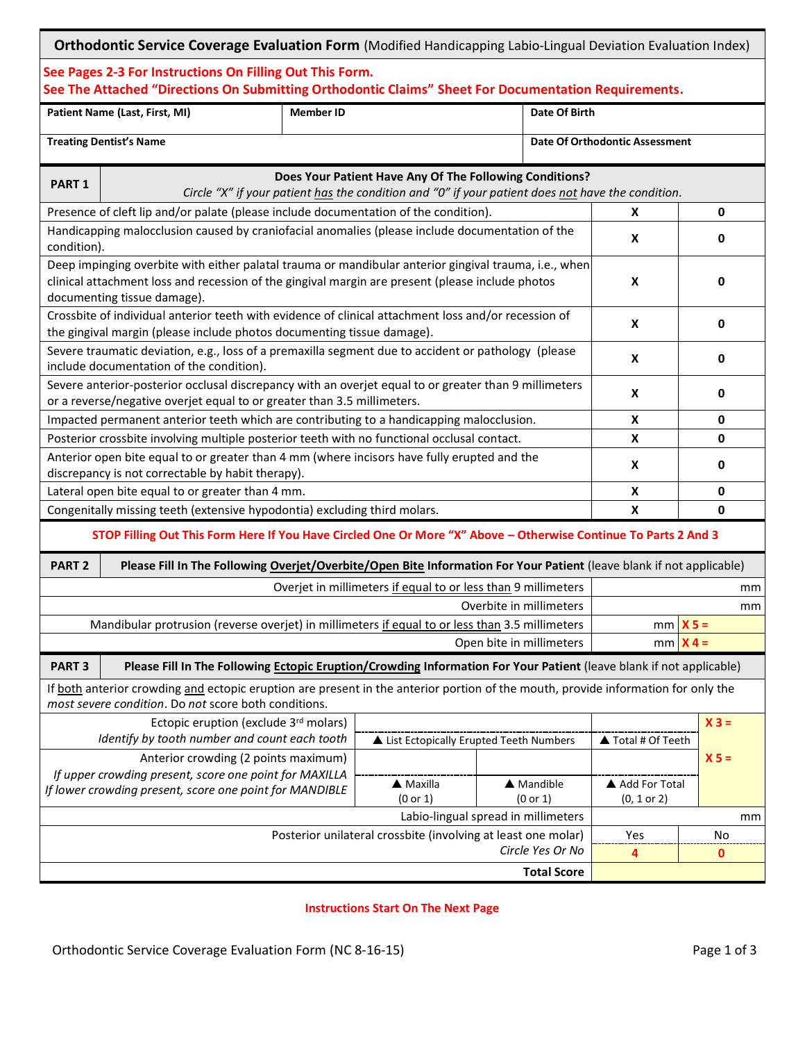# Orthodontic Service Coverage Evaluation Form (Modified Handicapping Labio-Lingual Deviation Evaluation Index)

**See Pages 2-3 For Instructions On Filling Out This Form.**
**See The Attached "Directions On Submitting Orthodontic Claims" Sheet For Documentation Requirements.**

| Patient Name (Last, First, MI) | Member ID | Date Of Birth |
|---|---|---|
| | | |

| Treating Dentist's Name | Date Of Orthodontic Assessment |
|---|---|
| | |

| PART 1 | **Does Your Patient Have Any Of The Following Conditions?** *Circle "X" if your patient has the condition and "0" if your patient does not have the condition.* | |
|---|---|---|
| Presence of cleft lip and/or palate (please include documentation of the condition). | **X** | **0** |
| Handicapping malocclusion caused by craniofacial anomalies (please include documentation of the condition). | **X** | **0** |
| Deep impinging overbite with either palatal trauma or mandibular anterior gingival trauma, i.e., when clinical attachment loss and recession of the gingival margin are present (please include photos documenting tissue damage). | **X** | **0** |
| Crossbite of individual anterior teeth with evidence of clinical attachment loss and/or recession of the gingival margin (please include photos documenting tissue damage). | **X** | **0** |
| Severe traumatic deviation, e.g., loss of a premaxilla segment due to accident or pathology (please include documentation of the condition). | **X** | **0** |
| Severe anterior-posterior occlusal discrepancy with an overjet equal to or greater than 9 millimeters or a reverse/negative overjet equal to or greater than 3.5 millimeters. | **X** | **0** |
| Impacted permanent anterior teeth which are contributing to a handicapping malocclusion. | **X** | **0** |
| Posterior crossbite involving multiple posterior teeth with no functional occlusal contact. | **X** | **0** |
| Anterior open bite equal to or greater than 4 mm (where incisors have fully erupted and the discrepancy is not correctable by habit therapy). | **X** | **0** |
| Lateral open bite equal to or greater than 4 mm. | **X** | **0** |
| Congenitally missing teeth (extensive hypodontia) excluding third molars. | **X** | **0** |

**STOP Filling Out This Form Here If You Have Circled One Or More "X" Above – Otherwise Continue To Parts 2 And 3**

| PART 2 | **Please Fill In The Following Overjet/Overbite/Open Bite Information For Your Patient** (leave blank if not applicable) | |
|---|---|---|
| Overjet in millimeters if equal to or less than 9 millimeters | mm | |
| Overbite in millimeters | mm | |
| Mandibular protrusion (reverse overjet) in millimeters if equal to or less than 3.5 millimeters | mm | X 5 = |
| Open bite in millimeters | mm | X 4 = |

**PART 3 — Please Fill In The Following Ectopic Eruption/Crowding Information For Your Patient** (leave blank if not applicable)

If both anterior crowding and ectopic eruption are present in the anterior portion of the mouth, provide information for only the *most severe condition*. Do *not* score both conditions.

| Condition | | | | |
|---|---|---|---|---|
| Ectopic eruption (exclude 3rd molars) *Identify by tooth number and count each tooth* | ▲ List Ectopically Erupted Teeth Numbers | | ▲ Total # Of Teeth | X 3 = |
| Anterior crowding (2 points maximum) *If upper crowding present, score one point for MAXILLA If lower crowding present, score one point for MANDIBLE* | ▲ Maxilla (0 or 1) | ▲ Mandible (0 or 1) | ▲ Add For Total (0, 1 or 2) | X 5 = |
| Labio-lingual spread in millimeters | | | | mm |
| Posterior unilateral crossbite (involving at least one molar) *Circle Yes Or No* | | | Yes **4** | No **0** |
| **Total Score** | | | | |

**Instructions Start On The Next Page**

Orthodontic Service Coverage Evaluation Form (NC 8-16-15)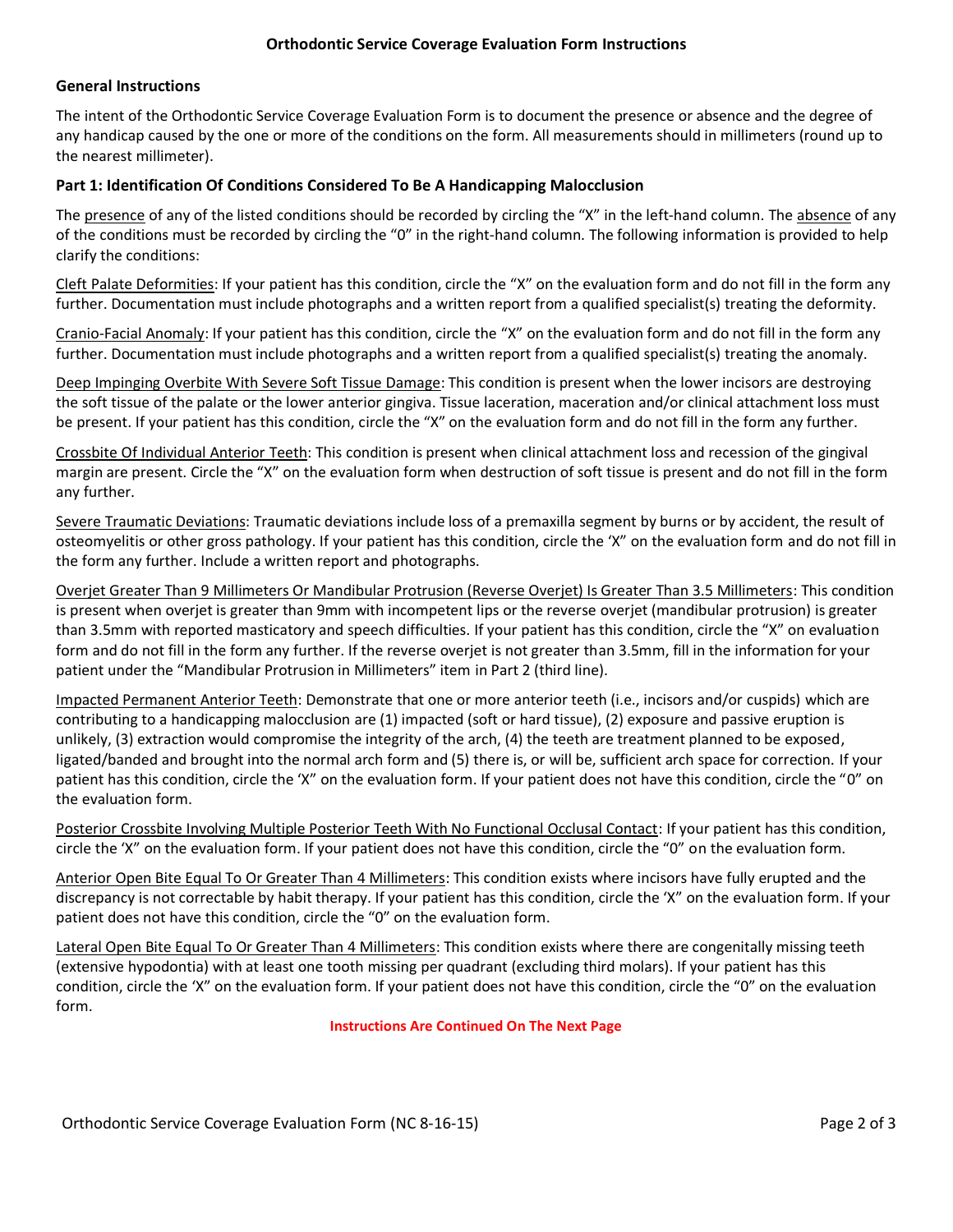## Orthodontic Service Coverage Evaluation Form Instructions

### General Instructions

The intent of the Orthodontic Service Coverage Evaluation Form is to document the presence or absence and the degree of any handicap caused by the one or more of the conditions on the form. All measurements should in millimeters (round up to the nearest millimeter).

### Part 1: Identification Of Conditions Considered To Be A Handicapping Malocclusion

The presence of any of the listed conditions should be recorded by circling the "X" in the left-hand column. The absence of any of the conditions must be recorded by circling the "0" in the right-hand column. The following information is provided to help clarify the conditions:

Cleft Palate Deformities: If your patient has this condition, circle the "X" on the evaluation form and do not fill in the form any further. Documentation must include photographs and a written report from a qualified specialist(s) treating the deformity.

Cranio-Facial Anomaly: If your patient has this condition, circle the "X" on the evaluation form and do not fill in the form any further. Documentation must include photographs and a written report from a qualified specialist(s) treating the anomaly.

Deep Impinging Overbite With Severe Soft Tissue Damage: This condition is present when the lower incisors are destroying the soft tissue of the palate or the lower anterior gingiva. Tissue laceration, maceration and/or clinical attachment loss must be present. If your patient has this condition, circle the "X" on the evaluation form and do not fill in the form any further.

Crossbite Of Individual Anterior Teeth: This condition is present when clinical attachment loss and recession of the gingival margin are present. Circle the "X" on the evaluation form when destruction of soft tissue is present and do not fill in the form any further.

Severe Traumatic Deviations: Traumatic deviations include loss of a premaxilla segment by burns or by accident, the result of osteomyelitis or other gross pathology. If your patient has this condition, circle the 'X" on the evaluation form and do not fill in the form any further. Include a written report and photographs.

Overjet Greater Than 9 Millimeters Or Mandibular Protrusion (Reverse Overjet) Is Greater Than 3.5 Millimeters: This condition is present when overjet is greater than 9mm with incompetent lips or the reverse overjet (mandibular protrusion) is greater than 3.5mm with reported masticatory and speech difficulties. If your patient has this condition, circle the "X" on evaluation form and do not fill in the form any further. If the reverse overjet is not greater than 3.5mm, fill in the information for your patient under the "Mandibular Protrusion in Millimeters" item in Part 2 (third line).

Impacted Permanent Anterior Teeth: Demonstrate that one or more anterior teeth (i.e., incisors and/or cuspids) which are contributing to a handicapping malocclusion are (1) impacted (soft or hard tissue), (2) exposure and passive eruption is unlikely, (3) extraction would compromise the integrity of the arch, (4) the teeth are treatment planned to be exposed, ligated/banded and brought into the normal arch form and (5) there is, or will be, sufficient arch space for correction. If your patient has this condition, circle the 'X" on the evaluation form. If your patient does not have this condition, circle the "0" on the evaluation form.

Posterior Crossbite Involving Multiple Posterior Teeth With No Functional Occlusal Contact: If your patient has this condition, circle the 'X" on the evaluation form. If your patient does not have this condition, circle the "0" on the evaluation form.

Anterior Open Bite Equal To Or Greater Than 4 Millimeters: This condition exists where incisors have fully erupted and the discrepancy is not correctable by habit therapy. If your patient has this condition, circle the 'X" on the evaluation form. If your patient does not have this condition, circle the "0" on the evaluation form.

Lateral Open Bite Equal To Or Greater Than 4 Millimeters: This condition exists where there are congenitally missing teeth (extensive hypodontia) with at least one tooth missing per quadrant (excluding third molars). If your patient has this condition, circle the 'X" on the evaluation form. If your patient does not have this condition, circle the "0" on the evaluation form.

**Instructions Are Continued On The Next Page**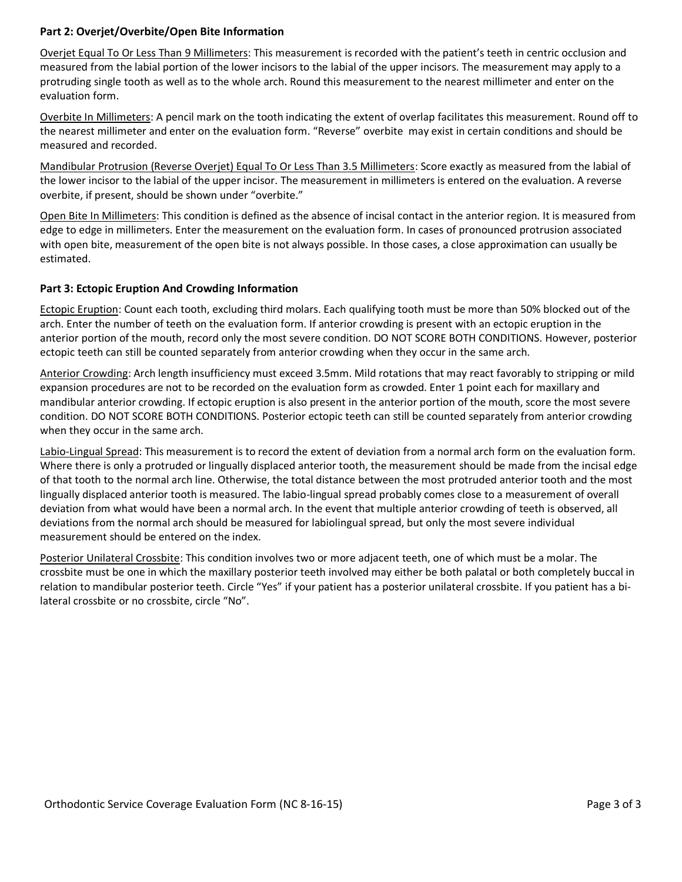**Part 2: Overjet/Overbite/Open Bite Information**

Overjet Equal To Or Less Than 9 Millimeters: This measurement is recorded with the patient's teeth in centric occlusion and measured from the labial portion of the lower incisors to the labial of the upper incisors. The measurement may apply to a protruding single tooth as well as to the whole arch. Round this measurement to the nearest millimeter and enter on the evaluation form.

Overbite In Millimeters: A pencil mark on the tooth indicating the extent of overlap facilitates this measurement. Round off to the nearest millimeter and enter on the evaluation form. "Reverse" overbite may exist in certain conditions and should be measured and recorded.

Mandibular Protrusion (Reverse Overjet) Equal To Or Less Than 3.5 Millimeters: Score exactly as measured from the labial of the lower incisor to the labial of the upper incisor. The measurement in millimeters is entered on the evaluation. A reverse overbite, if present, should be shown under "overbite."

Open Bite In Millimeters: This condition is defined as the absence of incisal contact in the anterior region. It is measured from edge to edge in millimeters. Enter the measurement on the evaluation form. In cases of pronounced protrusion associated with open bite, measurement of the open bite is not always possible. In those cases, a close approximation can usually be estimated.

**Part 3: Ectopic Eruption And Crowding Information**

Ectopic Eruption: Count each tooth, excluding third molars. Each qualifying tooth must be more than 50% blocked out of the arch. Enter the number of teeth on the evaluation form. If anterior crowding is present with an ectopic eruption in the anterior portion of the mouth, record only the most severe condition. DO NOT SCORE BOTH CONDITIONS. However, posterior ectopic teeth can still be counted separately from anterior crowding when they occur in the same arch.

Anterior Crowding: Arch length insufficiency must exceed 3.5mm. Mild rotations that may react favorably to stripping or mild expansion procedures are not to be recorded on the evaluation form as crowded. Enter 1 point each for maxillary and mandibular anterior crowding. If ectopic eruption is also present in the anterior portion of the mouth, score the most severe condition. DO NOT SCORE BOTH CONDITIONS. Posterior ectopic teeth can still be counted separately from anterior crowding when they occur in the same arch.

Labio-Lingual Spread: This measurement is to record the extent of deviation from a normal arch form on the evaluation form. Where there is only a protruded or lingually displaced anterior tooth, the measurement should be made from the incisal edge of that tooth to the normal arch line. Otherwise, the total distance between the most protruded anterior tooth and the most lingually displaced anterior tooth is measured. The labio-lingual spread probably comes close to a measurement of overall deviation from what would have been a normal arch. In the event that multiple anterior crowding of teeth is observed, all deviations from the normal arch should be measured for labiolingual spread, but only the most severe individual measurement should be entered on the index.

Posterior Unilateral Crossbite: This condition involves two or more adjacent teeth, one of which must be a molar. The crossbite must be one in which the maxillary posterior teeth involved may either be both palatal or both completely buccal in relation to mandibular posterior teeth. Circle "Yes" if your patient has a posterior unilateral crossbite. If you patient has a bi-lateral crossbite or no crossbite, circle "No".